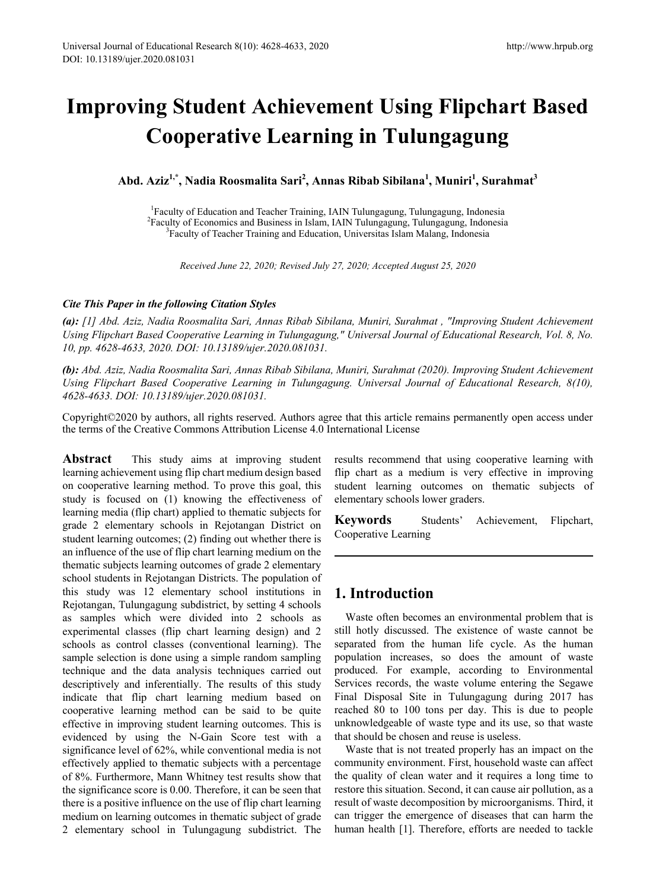# Improving Student Achievement Using Flipchart Based Cooperative Learning in Tulungagung

**Abd. Aziz[1,*], Nadia Roosmalita Sari[2], Annas Ribab Sibilana[1], Muniri[1], Surahmat[3]**

[1]Faculty of Education and Teacher Training, IAIN Tulungagung, Tulungagung, Indonesia
[2]Faculty of Economics and Business in Islam, IAIN Tulungagung, Tulungagung, Indonesia
[3]Faculty of Teacher Training and Education, Universitas Islam Malang, Indonesia

*Received June 22, 2020; Revised July 27, 2020; Accepted August 25, 2020*

***Cite This Paper in the following Citation Styles***

***(a):** [1] Abd. Aziz, Nadia Roosmalita Sari, Annas Ribab Sibilana, Muniri, Surahmat , "Improving Student Achievement Using Flipchart Based Cooperative Learning in Tulungagung," Universal Journal of Educational Research, Vol. 8, No. 10, pp. 4628-4633, 2020. DOI: 10.13189/ujer.2020.081031.*

***(b):** Abd. Aziz, Nadia Roosmalita Sari, Annas Ribab Sibilana, Muniri, Surahmat (2020). Improving Student Achievement Using Flipchart Based Cooperative Learning in Tulungagung. Universal Journal of Educational Research, 8(10), 4628-4633. DOI: 10.13189/ujer.2020.081031.*

Copyright©2020 by authors, all rights reserved. Authors agree that this article remains permanently open access under the terms of the Creative Commons Attribution License 4.0 International License

**Abstract** This study aims at improving student learning achievement using flip chart medium design based on cooperative learning method. To prove this goal, this study is focused on (1) knowing the effectiveness of learning media (flip chart) applied to thematic subjects for grade 2 elementary schools in Rejotangan District on student learning outcomes; (2) finding out whether there is an influence of the use of flip chart learning medium on the thematic subjects learning outcomes of grade 2 elementary school students in Rejotangan Districts. The population of this study was 12 elementary school institutions in Rejotangan, Tulungagung subdistrict, by setting 4 schools as samples which were divided into 2 schools as experimental classes (flip chart learning design) and 2 schools as control classes (conventional learning). The sample selection is done using a simple random sampling technique and the data analysis techniques carried out descriptively and inferentially. The results of this study indicate that flip chart learning medium based on cooperative learning method can be said to be quite effective in improving student learning outcomes. This is evidenced by using the N-Gain Score test with a significance level of 62%, while conventional media is not effectively applied to thematic subjects with a percentage of 8%. Furthermore, Mann Whitney test results show that the significance score is 0.00. Therefore, it can be seen that there is a positive influence on the use of flip chart learning medium on learning outcomes in thematic subject of grade 2 elementary school in Tulungagung subdistrict. The results recommend that using cooperative learning with flip chart as a medium is very effective in improving student learning outcomes on thematic subjects of elementary schools lower graders.

**Keywords** Students' Achievement, Flipchart, Cooperative Learning

## 1. Introduction

Waste often becomes an environmental problem that is still hotly discussed. The existence of waste cannot be separated from the human life cycle. As the human population increases, so does the amount of waste produced. For example, according to Environmental Services records, the waste volume entering the Segawe Final Disposal Site in Tulungagung during 2017 has reached 80 to 100 tons per day. This is due to people unknowledgeable of waste type and its use, so that waste that should be chosen and reuse is useless.

Waste that is not treated properly has an impact on the community environment. First, household waste can affect the quality of clean water and it requires a long time to restore this situation. Second, it can cause air pollution, as a result of waste decomposition by microorganisms. Third, it can trigger the emergence of diseases that can harm the human health [1]. Therefore, efforts are needed to tackle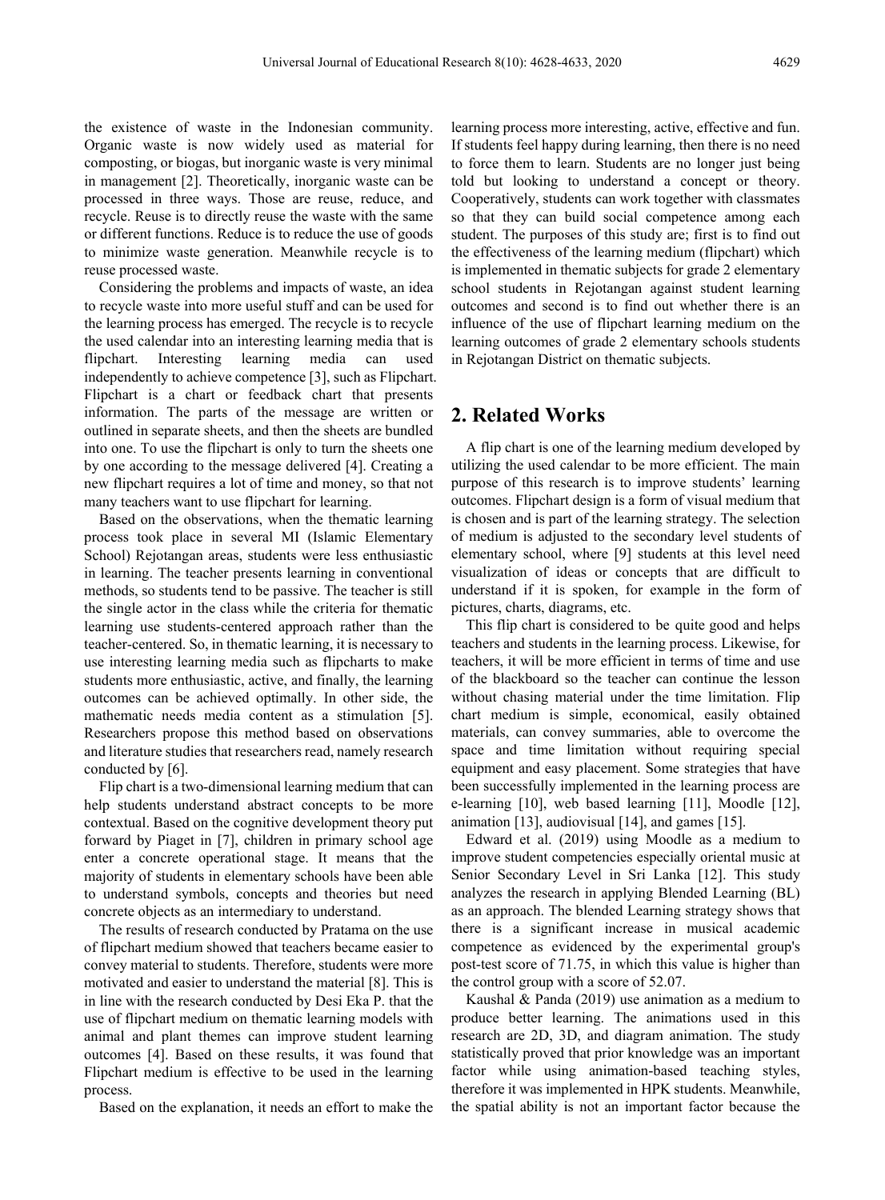the existence of waste in the Indonesian community. Organic waste is now widely used as material for composting, or biogas, but inorganic waste is very minimal in management [2]. Theoretically, inorganic waste can be processed in three ways. Those are reuse, reduce, and recycle. Reuse is to directly reuse the waste with the same or different functions. Reduce is to reduce the use of goods to minimize waste generation. Meanwhile recycle is to reuse processed waste.

Considering the problems and impacts of waste, an idea to recycle waste into more useful stuff and can be used for the learning process has emerged. The recycle is to recycle the used calendar into an interesting learning media that is flipchart. Interesting learning media can used independently to achieve competence [3], such as Flipchart. Flipchart is a chart or feedback chart that presents information. The parts of the message are written or outlined in separate sheets, and then the sheets are bundled into one. To use the flipchart is only to turn the sheets one by one according to the message delivered [4]. Creating a new flipchart requires a lot of time and money, so that not many teachers want to use flipchart for learning.

Based on the observations, when the thematic learning process took place in several MI (Islamic Elementary School) Rejotangan areas, students were less enthusiastic in learning. The teacher presents learning in conventional methods, so students tend to be passive. The teacher is still the single actor in the class while the criteria for thematic learning use students-centered approach rather than the teacher-centered. So, in thematic learning, it is necessary to use interesting learning media such as flipcharts to make students more enthusiastic, active, and finally, the learning outcomes can be achieved optimally. In other side, the mathematic needs media content as a stimulation [5]. Researchers propose this method based on observations and literature studies that researchers read, namely research conducted by [6].

Flip chart is a two-dimensional learning medium that can help students understand abstract concepts to be more contextual. Based on the cognitive development theory put forward by Piaget in [7], children in primary school age enter a concrete operational stage. It means that the majority of students in elementary schools have been able to understand symbols, concepts and theories but need concrete objects as an intermediary to understand.

The results of research conducted by Pratama on the use of flipchart medium showed that teachers became easier to convey material to students. Therefore, students were more motivated and easier to understand the material [8]. This is in line with the research conducted by Desi Eka P. that the use of flipchart medium on thematic learning models with animal and plant themes can improve student learning outcomes [4]. Based on these results, it was found that Flipchart medium is effective to be used in the learning process.

Based on the explanation, it needs an effort to make the learning process more interesting, active, effective and fun. If students feel happy during learning, then there is no need to force them to learn. Students are no longer just being told but looking to understand a concept or theory. Cooperatively, students can work together with classmates so that they can build social competence among each student. The purposes of this study are; first is to find out the effectiveness of the learning medium (flipchart) which is implemented in thematic subjects for grade 2 elementary school students in Rejotangan against student learning outcomes and second is to find out whether there is an influence of the use of flipchart learning medium on the learning outcomes of grade 2 elementary schools students in Rejotangan District on thematic subjects.

## 2. Related Works

A flip chart is one of the learning medium developed by utilizing the used calendar to be more efficient. The main purpose of this research is to improve students' learning outcomes. Flipchart design is a form of visual medium that is chosen and is part of the learning strategy. The selection of medium is adjusted to the secondary level students of elementary school, where [9] students at this level need visualization of ideas or concepts that are difficult to understand if it is spoken, for example in the form of pictures, charts, diagrams, etc.

This flip chart is considered to be quite good and helps teachers and students in the learning process. Likewise, for teachers, it will be more efficient in terms of time and use of the blackboard so the teacher can continue the lesson without chasing material under the time limitation. Flip chart medium is simple, economical, easily obtained materials, can convey summaries, able to overcome the space and time limitation without requiring special equipment and easy placement. Some strategies that have been successfully implemented in the learning process are e-learning [10], web based learning [11], Moodle [12], animation [13], audiovisual [14], and games [15].

Edward et al. (2019) using Moodle as a medium to improve student competencies especially oriental music at Senior Secondary Level in Sri Lanka [12]. This study analyzes the research in applying Blended Learning (BL) as an approach. The blended Learning strategy shows that there is a significant increase in musical academic competence as evidenced by the experimental group's post-test score of 71.75, in which this value is higher than the control group with a score of 52.07.

Kaushal & Panda (2019) use animation as a medium to produce better learning. The animations used in this research are 2D, 3D, and diagram animation. The study statistically proved that prior knowledge was an important factor while using animation-based teaching styles, therefore it was implemented in HPK students. Meanwhile, the spatial ability is not an important factor because the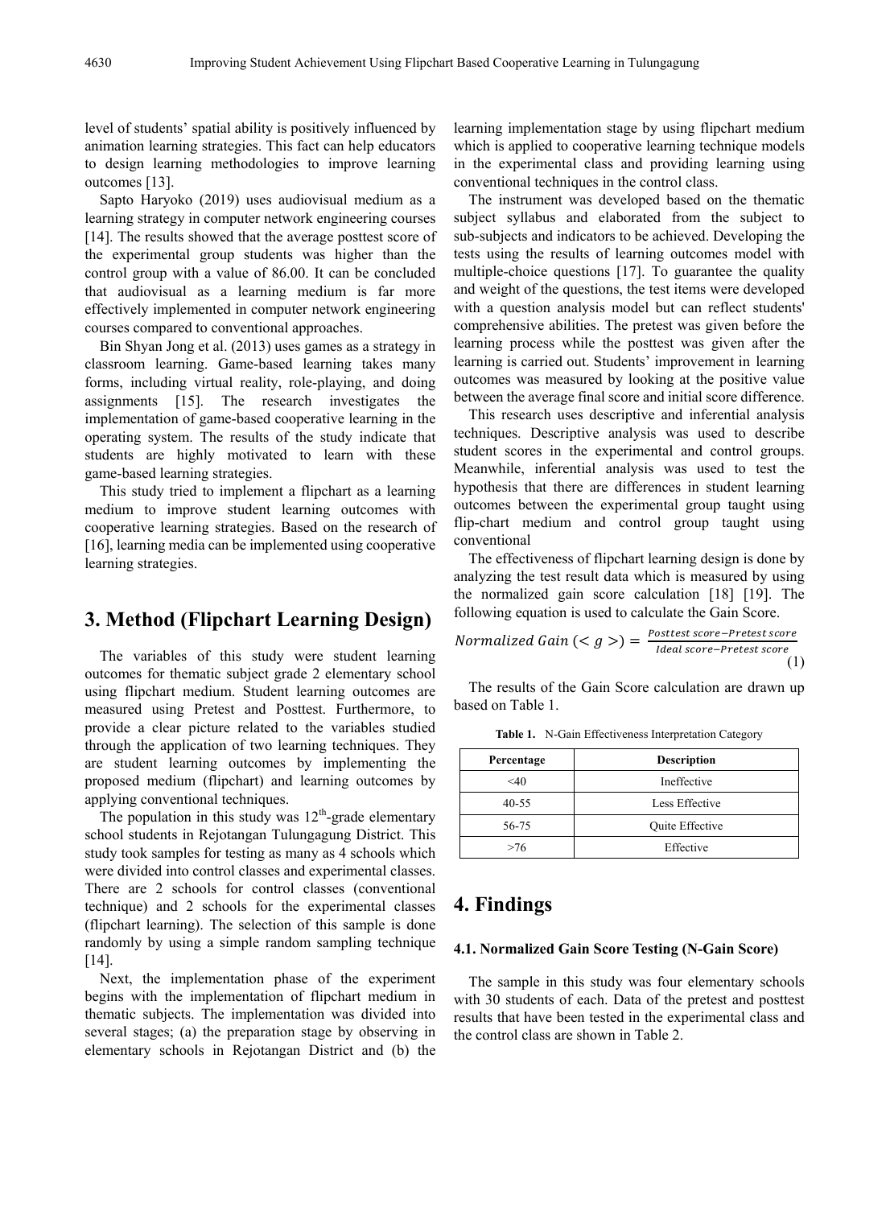level of students' spatial ability is positively influenced by animation learning strategies. This fact can help educators to design learning methodologies to improve learning outcomes [13].

Sapto Haryoko (2019) uses audiovisual medium as a learning strategy in computer network engineering courses [14]. The results showed that the average posttest score of the experimental group students was higher than the control group with a value of 86.00. It can be concluded that audiovisual as a learning medium is far more effectively implemented in computer network engineering courses compared to conventional approaches.

Bin Shyan Jong et al. (2013) uses games as a strategy in classroom learning. Game-based learning takes many forms, including virtual reality, role-playing, and doing assignments [15]. The research investigates the implementation of game-based cooperative learning in the operating system. The results of the study indicate that students are highly motivated to learn with these game-based learning strategies.

This study tried to implement a flipchart as a learning medium to improve student learning outcomes with cooperative learning strategies. Based on the research of [16], learning media can be implemented using cooperative learning strategies.

# 3. Method (Flipchart Learning Design)

The variables of this study were student learning outcomes for thematic subject grade 2 elementary school using flipchart medium. Student learning outcomes are measured using Pretest and Posttest. Furthermore, to provide a clear picture related to the variables studied through the application of two learning techniques. They are student learning outcomes by implementing the proposed medium (flipchart) and learning outcomes by applying conventional techniques.

The population in this study was 12$^{th}$-grade elementary school students in Rejotangan Tulungagung District. This study took samples for testing as many as 4 schools which were divided into control classes and experimental classes. There are 2 schools for control classes (conventional technique) and 2 schools for the experimental classes (flipchart learning). The selection of this sample is done randomly by using a simple random sampling technique [14].

Next, the implementation phase of the experiment begins with the implementation of flipchart medium in thematic subjects. The implementation was divided into several stages; (a) the preparation stage by observing in elementary schools in Rejotangan District and (b) the learning implementation stage by using flipchart medium which is applied to cooperative learning technique models in the experimental class and providing learning using conventional techniques in the control class.

The instrument was developed based on the thematic subject syllabus and elaborated from the subject to sub-subjects and indicators to be achieved. Developing the tests using the results of learning outcomes model with multiple-choice questions [17]. To guarantee the quality and weight of the questions, the test items were developed with a question analysis model but can reflect students' comprehensive abilities. The pretest was given before the learning process while the posttest was given after the learning is carried out. Students' improvement in learning outcomes was measured by looking at the positive value between the average final score and initial score difference.

This research uses descriptive and inferential analysis techniques. Descriptive analysis was used to describe student scores in the experimental and control groups. Meanwhile, inferential analysis was used to test the hypothesis that there are differences in student learning outcomes between the experimental group taught using flip-chart medium and control group taught using conventional

The effectiveness of flipchart learning design is done by analyzing the test result data which is measured by using the normalized gain score calculation [18] [19]. The following equation is used to calculate the Gain Score.

$$Normalized\ Gain\ (<g>) = \frac{Posttest\ score - Pretest\ score}{Ideal\ score - Pretest\ score} \tag{1}$$

The results of the Gain Score calculation are drawn up based on Table 1.

**Table 1.** N-Gain Effectiveness Interpretation Category

| Percentage | Description |
|---|---|
| <40 | Ineffective |
| 40-55 | Less Effective |
| 56-75 | Quite Effective |
| >76 | Effective |

# 4. Findings

### 4.1. Normalized Gain Score Testing (N-Gain Score)

The sample in this study was four elementary schools with 30 students of each. Data of the pretest and posttest results that have been tested in the experimental class and the control class are shown in Table 2.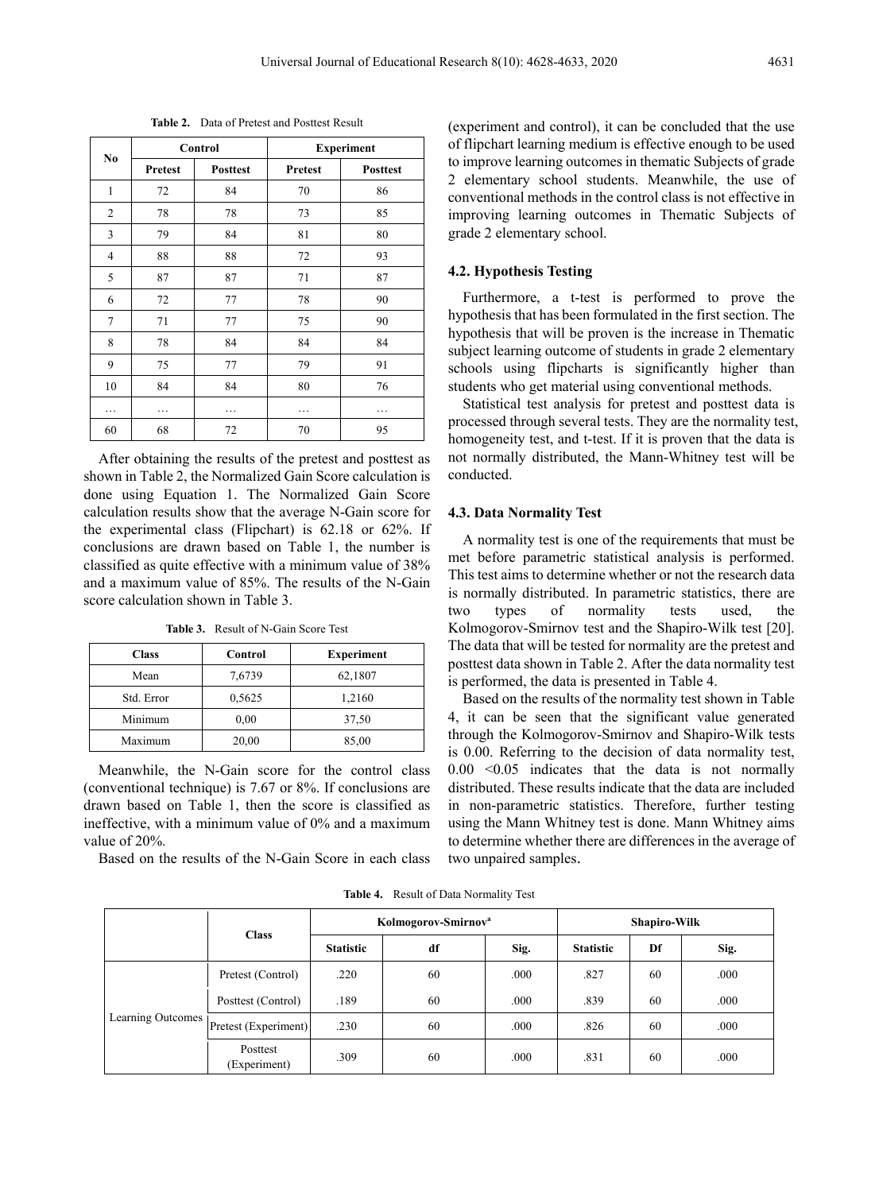**Table 2.** Data of Pretest and Posttest Result

| No | Control | | Experiment | |
|---|---|---|---|---|
| | Pretest | Posttest | Pretest | Posttest |
| 1 | 72 | 84 | 70 | 86 |
| 2 | 78 | 78 | 73 | 85 |
| 3 | 79 | 84 | 81 | 80 |
| 4 | 88 | 88 | 72 | 93 |
| 5 | 87 | 87 | 71 | 87 |
| 6 | 72 | 77 | 78 | 90 |
| 7 | 71 | 77 | 75 | 90 |
| 8 | 78 | 84 | 84 | 84 |
| 9 | 75 | 77 | 79 | 91 |
| 10 | 84 | 84 | 80 | 76 |
| … | … | … | … | … |
| 60 | 68 | 72 | 70 | 95 |

After obtaining the results of the pretest and posttest as shown in Table 2, the Normalized Gain Score calculation is done using Equation 1. The Normalized Gain Score calculation results show that the average N-Gain score for the experimental class (Flipchart) is 62.18 or 62%. If conclusions are drawn based on Table 1, the number is classified as quite effective with a minimum value of 38% and a maximum value of 85%. The results of the N-Gain score calculation shown in Table 3.

**Table 3.** Result of N-Gain Score Test

| Class | Control | Experiment |
|---|---|---|
| Mean | 7,6739 | 62,1807 |
| Std. Error | 0,5625 | 1,2160 |
| Minimum | 0,00 | 37,50 |
| Maximum | 20,00 | 85,00 |

Meanwhile, the N-Gain score for the control class (conventional technique) is 7.67 or 8%. If conclusions are drawn based on Table 1, then the score is classified as ineffective, with a minimum value of 0% and a maximum value of 20%.

Based on the results of the N-Gain Score in each class (experiment and control), it can be concluded that the use of flipchart learning medium is effective enough to be used to improve learning outcomes in thematic Subjects of grade 2 elementary school students. Meanwhile, the use of conventional methods in the control class is not effective in improving learning outcomes in Thematic Subjects of grade 2 elementary school.

### 4.2. Hypothesis Testing

Furthermore, a t-test is performed to prove the hypothesis that has been formulated in the first section. The hypothesis that will be proven is the increase in Thematic subject learning outcome of students in grade 2 elementary schools using flipcharts is significantly higher than students who get material using conventional methods.

Statistical test analysis for pretest and posttest data is processed through several tests. They are the normality test, homogeneity test, and t-test. If it is proven that the data is not normally distributed, the Mann-Whitney test will be conducted.

### 4.3. Data Normality Test

A normality test is one of the requirements that must be met before parametric statistical analysis is performed. This test aims to determine whether or not the research data is normally distributed. In parametric statistics, there are two types of normality tests used, the Kolmogorov-Smirnov test and the Shapiro-Wilk test [20]. The data that will be tested for normality are the pretest and posttest data shown in Table 2. After the data normality test is performed, the data is presented in Table 4.

Based on the results of the normality test shown in Table 4, it can be seen that the significant value generated through the Kolmogorov-Smirnov and Shapiro-Wilk tests is 0.00. Referring to the decision of data normality test, 0.00 <0.05 indicates that the data is not normally distributed. These results indicate that the data are included in non-parametric statistics. Therefore, further testing using the Mann Whitney test is done. Mann Whitney aims to determine whether there are differences in the average of two unpaired samples.

**Table 4.** Result of Data Normality Test

| | Class | Kolmogorov-Smirnov[a] | | | Shapiro-Wilk | | |
|---|---|---|---|---|---|---|---|
| | | Statistic | df | Sig. | Statistic | Df | Sig. |
| Learning Outcomes | Pretest (Control) | .220 | 60 | .000 | .827 | 60 | .000 |
| | Posttest (Control) | .189 | 60 | .000 | .839 | 60 | .000 |
| | Pretest (Experiment) | .230 | 60 | .000 | .826 | 60 | .000 |
| | Posttest (Experiment) | .309 | 60 | .000 | .831 | 60 | .000 |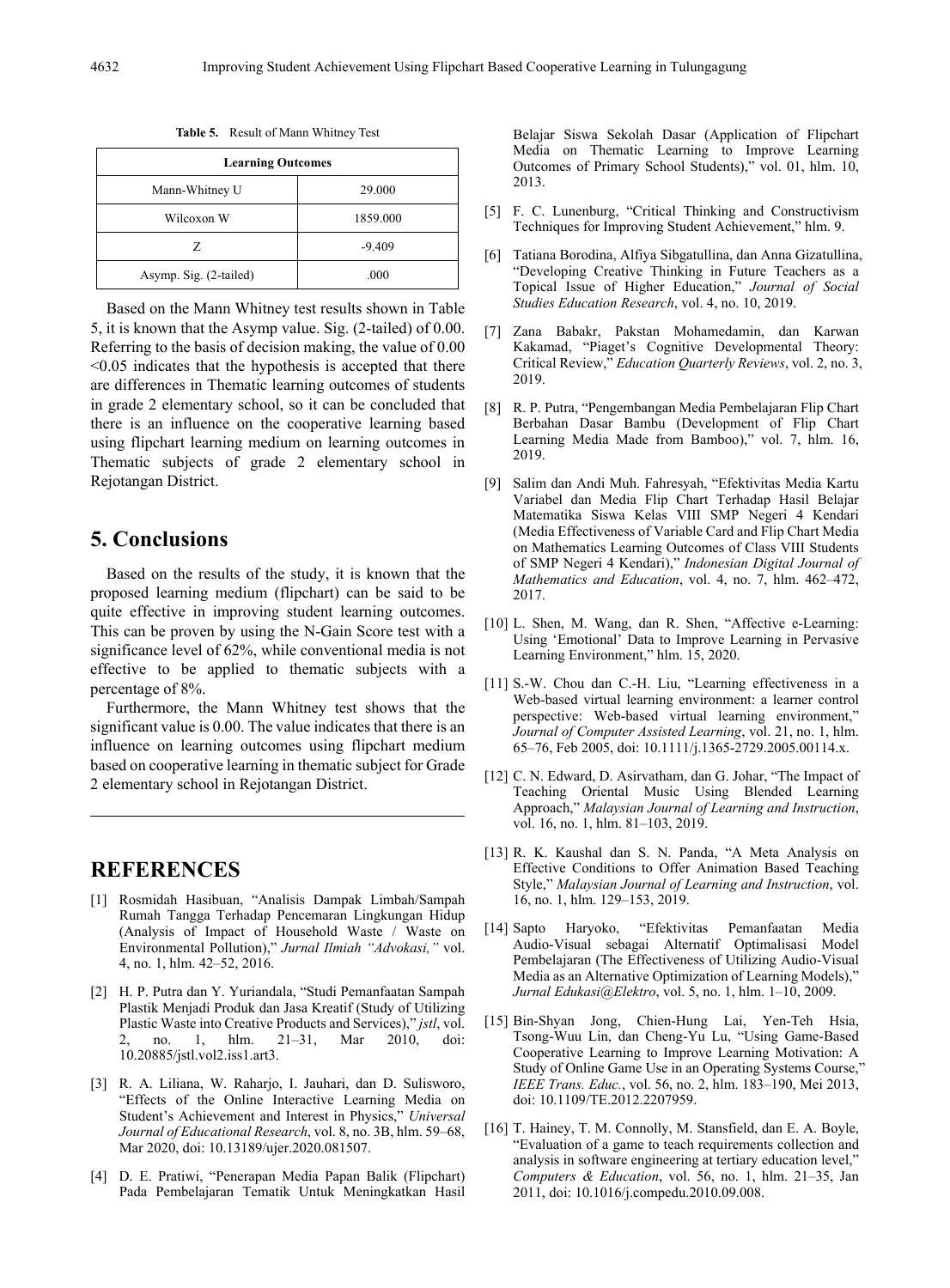**Table 5.** Result of Mann Whitney Test

| Learning Outcomes | |
|---|---|
| Mann-Whitney U | 29.000 |
| Wilcoxon W | 1859.000 |
| Z | -9.409 |
| Asymp. Sig. (2-tailed) | .000 |

Based on the Mann Whitney test results shown in Table 5, it is known that the Asymp value. Sig. (2-tailed) of 0.00. Referring to the basis of decision making, the value of 0.00 <0.05 indicates that the hypothesis is accepted that there are differences in Thematic learning outcomes of students in grade 2 elementary school, so it can be concluded that there is an influence on the cooperative learning based using flipchart learning medium on learning outcomes in Thematic subjects of grade 2 elementary school in Rejotangan District.

## 5. Conclusions

Based on the results of the study, it is known that the proposed learning medium (flipchart) can be said to be quite effective in improving student learning outcomes. This can be proven by using the N-Gain Score test with a significance level of 62%, while conventional media is not effective to be applied to thematic subjects with a percentage of 8%.

Furthermore, the Mann Whitney test shows that the significant value is 0.00. The value indicates that there is an influence on learning outcomes using flipchart medium based on cooperative learning in thematic subject for Grade 2 elementary school in Rejotangan District.

## REFERENCES

[1] Rosmidah Hasibuan, "Analisis Dampak Limbah/Sampah Rumah Tangga Terhadap Pencemaran Lingkungan Hidup (Analysis of Impact of Household Waste / Waste on Environmental Pollution)," *Jurnal Ilmiah "Advokasi,"* vol. 4, no. 1, hlm. 42–52, 2016.

[2] H. P. Putra dan Y. Yuriandala, "Studi Pemanfaatan Sampah Plastik Menjadi Produk dan Jasa Kreatif (Study of Utilizing Plastic Waste into Creative Products and Services)," *jstl*, vol. 2, no. 1, hlm. 21–31, Mar 2010, doi: 10.20885/jstl.vol2.iss1.art3.

[3] R. A. Liliana, W. Raharjo, I. Jauhari, dan D. Sulisworo, "Effects of the Online Interactive Learning Media on Student's Achievement and Interest in Physics," *Universal Journal of Educational Research*, vol. 8, no. 3B, hlm. 59–68, Mar 2020, doi: 10.13189/ujer.2020.081507.

[4] D. E. Pratiwi, "Penerapan Media Papan Balik (Flipchart) Pada Pembelajaran Tematik Untuk Meningkatkan Hasil Belajar Siswa Sekolah Dasar (Application of Flipchart Media on Thematic Learning to Improve Learning Outcomes of Primary School Students)," vol. 01, hlm. 10, 2013.

[5] F. C. Lunenburg, "Critical Thinking and Constructivism Techniques for Improving Student Achievement," hlm. 9.

[6] Tatiana Borodina, Alfiya Sibgatullina, dan Anna Gizatullina, "Developing Creative Thinking in Future Teachers as a Topical Issue of Higher Education," *Journal of Social Studies Education Research*, vol. 4, no. 10, 2019.

[7] Zana Babakr, Pakstan Mohamedamin, dan Karwan Kakamad, "Piaget's Cognitive Developmental Theory: Critical Review," *Education Quarterly Reviews*, vol. 2, no. 3, 2019.

[8] R. P. Putra, "Pengembangan Media Pembelajaran Flip Chart Berbahan Dasar Bambu (Development of Flip Chart Learning Media Made from Bamboo)," vol. 7, hlm. 16, 2019.

[9] Salim dan Andi Muh. Fahresyah, "Efektivitas Media Kartu Variabel dan Media Flip Chart Terhadap Hasil Belajar Matematika Siswa Kelas VIII SMP Negeri 4 Kendari (Media Effectiveness of Variable Card and Flip Chart Media on Mathematics Learning Outcomes of Class VIII Students of SMP Negeri 4 Kendari)," *Indonesian Digital Journal of Mathematics and Education*, vol. 4, no. 7, hlm. 462–472, 2017.

[10] L. Shen, M. Wang, dan R. Shen, "Affective e-Learning: Using 'Emotional' Data to Improve Learning in Pervasive Learning Environment," hlm. 15, 2020.

[11] S.-W. Chou dan C.-H. Liu, "Learning effectiveness in a Web-based virtual learning environment: a learner control perspective: Web-based virtual learning environment," *Journal of Computer Assisted Learning*, vol. 21, no. 1, hlm. 65–76, Feb 2005, doi: 10.1111/j.1365-2729.2005.00114.x.

[12] C. N. Edward, D. Asirvatham, dan G. Johar, "The Impact of Teaching Oriental Music Using Blended Learning Approach," *Malaysian Journal of Learning and Instruction*, vol. 16, no. 1, hlm. 81–103, 2019.

[13] R. K. Kaushal dan S. N. Panda, "A Meta Analysis on Effective Conditions to Offer Animation Based Teaching Style," *Malaysian Journal of Learning and Instruction*, vol. 16, no. 1, hlm. 129–153, 2019.

[14] Sapto Haryoko, "Efektivitas Pemanfaatan Media Audio-Visual sebagai Alternatif Optimalisasi Model Pembelajaran (The Effectiveness of Utilizing Audio-Visual Media as an Alternative Optimization of Learning Models)," *Jurnal Edukasi@Elektro*, vol. 5, no. 1, hlm. 1–10, 2009.

[15] Bin-Shyan Jong, Chien-Hung Lai, Yen-Teh Hsia, Tsong-Wuu Lin, dan Cheng-Yu Lu, "Using Game-Based Cooperative Learning to Improve Learning Motivation: A Study of Online Game Use in an Operating Systems Course," *IEEE Trans. Educ.*, vol. 56, no. 2, hlm. 183–190, Mei 2013, doi: 10.1109/TE.2012.2207959.

[16] T. Hainey, T. M. Connolly, M. Stansfield, dan E. A. Boyle, "Evaluation of a game to teach requirements collection and analysis in software engineering at tertiary education level," *Computers & Education*, vol. 56, no. 1, hlm. 21–35, Jan 2011, doi: 10.1016/j.compedu.2010.09.008.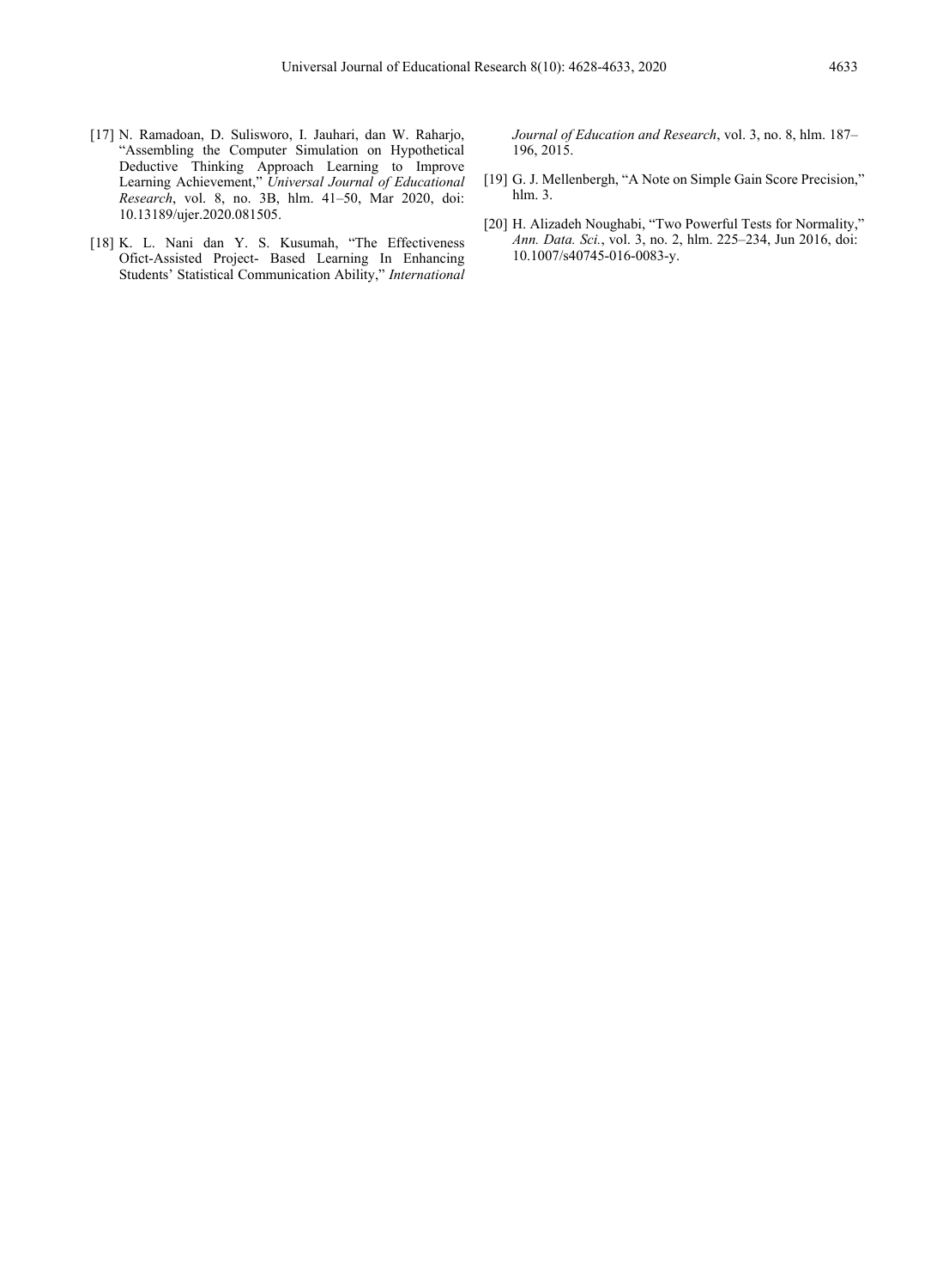[17] N. Ramadoan, D. Sulisworo, I. Jauhari, dan W. Raharjo, "Assembling the Computer Simulation on Hypothetical Deductive Thinking Approach Learning to Improve Learning Achievement," *Universal Journal of Educational Research*, vol. 8, no. 3B, hlm. 41–50, Mar 2020, doi: 10.13189/ujer.2020.081505.

[18] K. L. Nani dan Y. S. Kusumah, "The Effectiveness Ofict-Assisted Project- Based Learning In Enhancing Students' Statistical Communication Ability," *International Journal of Education and Research*, vol. 3, no. 8, hlm. 187–196, 2015.

[19] G. J. Mellenbergh, "A Note on Simple Gain Score Precision," hlm. 3.

[20] H. Alizadeh Noughabi, "Two Powerful Tests for Normality," *Ann. Data. Sci.*, vol. 3, no. 2, hlm. 225–234, Jun 2016, doi: 10.1007/s40745-016-0083-y.